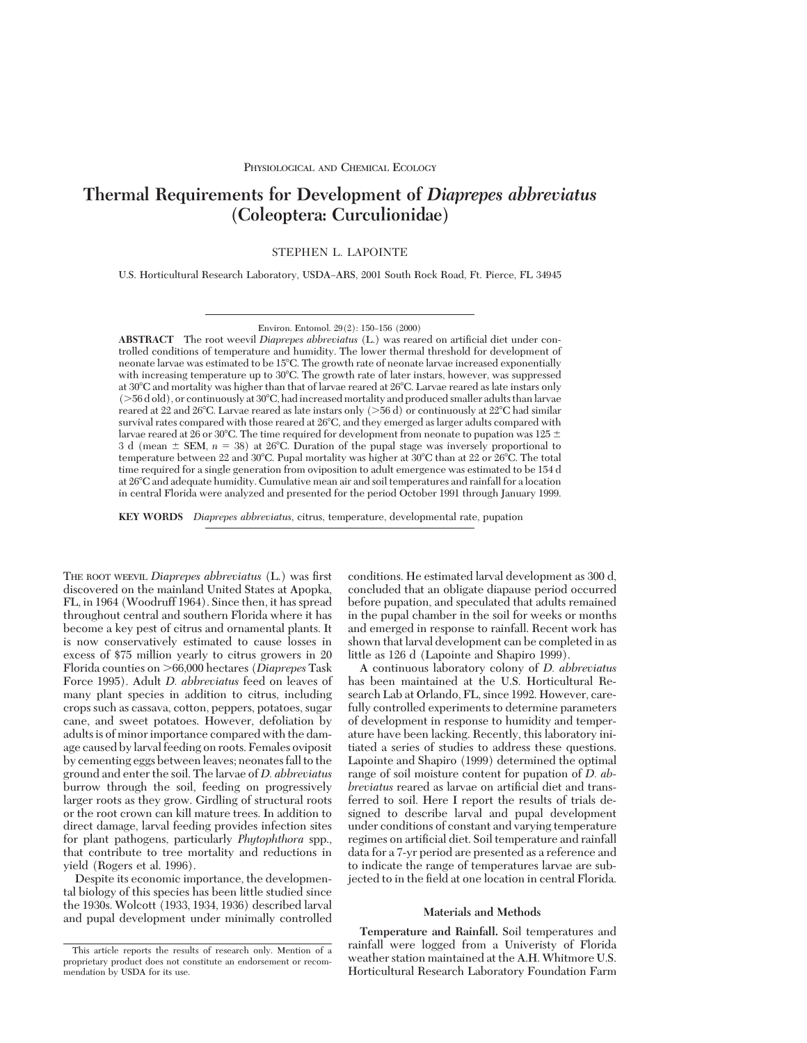Physiological and Chemical Ecology

# Thermal Requirements for Development of *Diaprepes abbreviatus* (Coleoptera: Curculionidae)

STEPHEN L. LAPOINTE

U.S. Horticultural Research Laboratory, USDA–ARS, 2001 South Rock Road, Ft. Pierce, FL 34945

Environ. Entomol. 29(2): 150–156 (2000)

**ABSTRACT** The root weevil *Diaprepes abbreviatus* (L.) was reared on artificial diet under controlled conditions of temperature and humidity. The lower thermal threshold for development of neonate larvae was estimated to be 15°C. The growth rate of neonate larvae increased exponentially with increasing temperature up to 30°C. The growth rate of later instars, however, was suppressed at 30°C and mortality was higher than that of larvae reared at 26°C. Larvae reared as late instars only (>56 d old), or continuously at 30°C, had increased mortality and produced smaller adults than larvae reared at 22 and 26°C. Larvae reared as late instars only (>56 d) or continuously at 22°C had similar survival rates compared with those reared at 26°C, and they emerged as larger adults compared with larvae reared at 26 or 30°C. The time required for development from neonate to pupation was 125 ± 3 d (mean ± SEM, $n = 38$) at 26°C. Duration of the pupal stage was inversely proportional to temperature between 22 and 30°C. Pupal mortality was higher at 30°C than at 22 or 26°C. The total time required for a single generation from oviposition to adult emergence was estimated to be 154 d at 26°C and adequate humidity. Cumulative mean air and soil temperatures and rainfall for a location in central Florida were analyzed and presented for the period October 1991 through January 1999.

**KEY WORDS** *Diaprepes abbreviatus*, citrus, temperature, developmental rate, pupation

The root weevil *Diaprepes abbreviatus* (L.) was first discovered on the mainland United States at Apopka, FL, in 1964 (Woodruff 1964). Since then, it has spread throughout central and southern Florida where it has become a key pest of citrus and ornamental plants. It is now conservatively estimated to cause losses in excess of $75 million yearly to citrus growers in 20 Florida counties on >66,000 hectares (*Diaprepes* Task Force 1995). Adult *D. abbreviatus* feed on leaves of many plant species in addition to citrus, including crops such as cassava, cotton, peppers, potatoes, sugar cane, and sweet potatoes. However, defoliation by adults is of minor importance compared with the damage caused by larval feeding on roots. Females oviposit by cementing eggs between leaves; neonates fall to the ground and enter the soil. The larvae of *D. abbreviatus* burrow through the soil, feeding on progressively larger roots as they grow. Girdling of structural roots or the root crown can kill mature trees. In addition to direct damage, larval feeding provides infection sites for plant pathogens, particularly *Phytophthora* spp., that contribute to tree mortality and reductions in yield (Rogers et al. 1996).

Despite its economic importance, the developmental biology of this species has been little studied since the 1930s. Wolcott (1933, 1934, 1936) described larval and pupal development under minimally controlled conditions. He estimated larval development as 300 d, concluded that an obligate diapause period occurred before pupation, and speculated that adults remained in the pupal chamber in the soil for weeks or months and emerged in response to rainfall. Recent work has shown that larval development can be completed in as little as 126 d (Lapointe and Shapiro 1999).

A continuous laboratory colony of *D. abbreviatus* has been maintained at the U.S. Horticultural Research Lab at Orlando, FL, since 1992. However, carefully controlled experiments to determine parameters of development in response to humidity and temperature have been lacking. Recently, this laboratory initiated a series of studies to address these questions. Lapointe and Shapiro (1999) determined the optimal range of soil moisture content for pupation of *D. abbreviatus* reared as larvae on artificial diet and transferred to soil. Here I report the results of trials designed to describe larval and pupal development under conditions of constant and varying temperature regimes on artificial diet. Soil temperature and rainfall data for a 7-yr period are presented as a reference and to indicate the range of temperatures larvae are subjected to in the field at one location in central Florida.

## Materials and Methods

**Temperature and Rainfall.** Soil temperatures and rainfall were logged from a Univeristy of Florida weather station maintained at the A.H. Whitmore U.S. Horticultural Research Laboratory Foundation Farm

This article reports the results of research only. Mention of a proprietary product does not constitute an endorsement or recommendation by USDA for its use.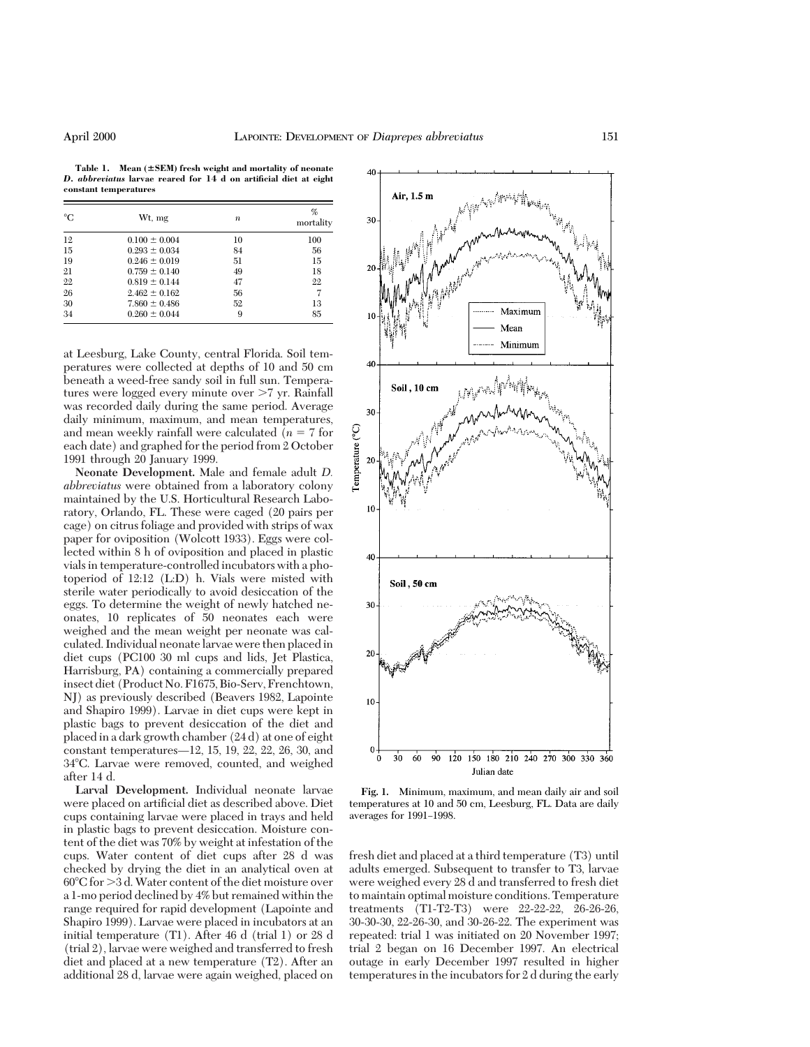**Table 1. Mean (±SEM) fresh weight and mortality of neonate *D. abbreviatus* larvae reared for 14 d on artificial diet at eight constant temperatures**

| °C | Wt, mg | *n* | % mortality |
|---|---|---|---|
| 12 | 0.100 ± 0.004 | 10 | 100 |
| 15 | 0.293 ± 0.034 | 84 | 56 |
| 19 | 0.246 ± 0.019 | 51 | 15 |
| 21 | 0.759 ± 0.140 | 49 | 18 |
| 22 | 0.819 ± 0.144 | 47 | 22 |
| 26 | 2.462 ± 0.162 | 56 | 7 |
| 30 | 7.860 ± 0.486 | 52 | 13 |
| 34 | 0.260 ± 0.044 | 9 | 85 |

at Leesburg, Lake County, central Florida. Soil temperatures were collected at depths of 10 and 50 cm beneath a weed-free sandy soil in full sun. Temperatures were logged every minute over >7 yr. Rainfall was recorded daily during the same period. Average daily minimum, maximum, and mean temperatures, and mean weekly rainfall were calculated ($n = 7$ for each date) and graphed for the period from 2 October 1991 through 20 January 1999.

**Neonate Development.** Male and female adult *D. abbreviatus* were obtained from a laboratory colony maintained by the U.S. Horticultural Research Laboratory, Orlando, FL. These were caged (20 pairs per cage) on citrus foliage and provided with strips of wax paper for oviposition (Wolcott 1933). Eggs were collected within 8 h of oviposition and placed in plastic vials in temperature-controlled incubators with a photoperiod of 12:12 (L:D) h. Vials were misted with sterile water periodically to avoid desiccation of the eggs. To determine the weight of newly hatched neonates, 10 replicates of 50 neonates each were weighed and the mean weight per neonate was calculated. Individual neonate larvae were then placed in diet cups (PC100 30 ml cups and lids, Jet Plastica, Harrisburg, PA) containing a commercially prepared insect diet (Product No. F1675, Bio-Serv, Frenchtown, NJ) as previously described (Beavers 1982, Lapointe and Shapiro 1999). Larvae in diet cups were kept in plastic bags to prevent desiccation of the diet and placed in a dark growth chamber (24 d) at one of eight constant temperatures—12, 15, 19, 22, 22, 26, 30, and 34°C. Larvae were removed, counted, and weighed after 14 d.

**Larval Development.** Individual neonate larvae were placed on artificial diet as described above. Diet cups containing larvae were placed in trays and held in plastic bags to prevent desiccation. Moisture content of the diet was 70% by weight at infestation of the cups. Water content of diet cups after 28 d was checked by drying the diet in an analytical oven at 60°C for >3 d. Water content of the diet moisture over a 1-mo period declined by 4% but remained within the range required for rapid development (Lapointe and Shapiro 1999). Larvae were placed in incubators at an initial temperature (T1). After 46 d (trial 1) or 28 d (trial 2), larvae were weighed and transferred to fresh diet and placed at a new temperature (T2). After an additional 28 d, larvae were again weighed, placed on fresh diet and placed at a third temperature (T3) until adults emerged. Subsequent to transfer to T3, larvae were weighed every 28 d and transferred to fresh diet to maintain optimal moisture conditions. Temperature treatments (T1-T2-T3) were 22-22-22, 26-26-26, 30-30-30, 22-26-30, and 30-26-22. The experiment was repeated: trial 1 was initiated on 20 November 1997; trial 2 began on 16 December 1997. An electrical outage in early December 1997 resulted in higher temperatures in the incubators for 2 d during the early

**Fig. 1.** Minimum, maximum, and mean daily air and soil temperatures at 10 and 50 cm, Leesburg, FL. Data are daily averages for 1991–1998.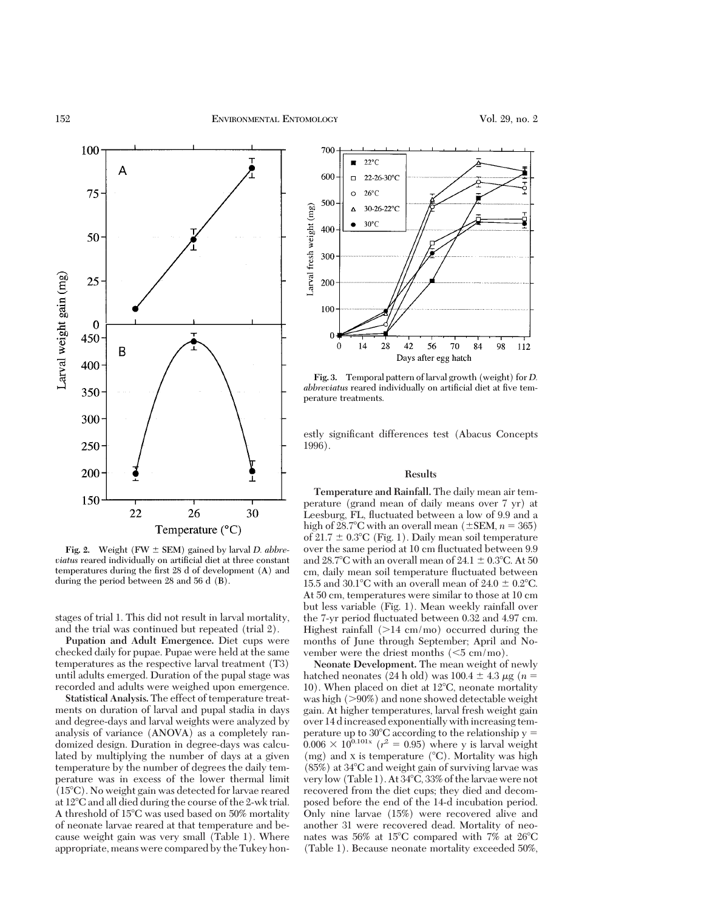Fig. 2. Weight (FW ± SEM) gained by larval *D. abbreviatus* reared individually on artificial diet at three constant temperatures during the first 28 d of development (A) and during the period between 28 and 56 d (B).

Fig. 3. Temporal pattern of larval growth (weight) for *D. abbreviatus* reared individually on artificial diet at five temperature treatments.

stages of trial 1. This did not result in larval mortality, and the trial was continued but repeated (trial 2).

**Pupation and Adult Emergence.** Diet cups were checked daily for pupae. Pupae were held at the same temperatures as the respective larval treatment (T3) until adults emerged. Duration of the pupal stage was recorded and adults were weighed upon emergence.

**Statistical Analysis.** The effect of temperature treatments on duration of larval and pupal stadia in days and degree-days and larval weights were analyzed by analysis of variance (ANOVA) as a completely randomized design. Duration in degree-days was calculated by multiplying the number of days at a given temperature by the number of degrees the daily temperature was in excess of the lower thermal limit (15°C). No weight gain was detected for larvae reared at 12°C and all died during the course of the 2-wk trial. A threshold of 15°C was used based on 50% mortality of neonate larvae reared at that temperature and because weight gain was very small (Table 1). Where appropriate, means were compared by the Tukey honestly significant differences test (Abacus Concepts 1996).

## Results

**Temperature and Rainfall.** The daily mean air temperature (grand mean of daily means over 7 yr) at Leesburg, FL, fluctuated between a low of 9.9 and a high of 28.7°C with an overall mean (±SEM, $n = 365$) of 21.7 ± 0.3°C (Fig. 1). Daily mean soil temperature over the same period at 10 cm fluctuated between 9.9 and 28.7°C with an overall mean of 24.1 ± 0.3°C. At 50 cm, daily mean soil temperature fluctuated between 15.5 and 30.1°C with an overall mean of 24.0 ± 0.2°C. At 50 cm, temperatures were similar to those at 10 cm but less variable (Fig. 1). Mean weekly rainfall over the 7-yr period fluctuated between 0.32 and 4.97 cm. Highest rainfall (>14 cm/mo) occurred during the months of June through September; April and November were the driest months (<5 cm/mo).

**Neonate Development.** The mean weight of newly hatched neonates (24 h old) was 100.4 ± 4.3 μg ($n = 10$). When placed on diet at 12°C, neonate mortality was high (>90%) and none showed detectable weight gain. At higher temperatures, larval fresh weight gain over 14 d increased exponentially with increasing temperature up to 30°C according to the relationship $y = 0.006 \times 10^{0.101x}$ ($r^2 = 0.95$) where y is larval weight (mg) and x is temperature (°C). Mortality was high (85%) at 34°C and weight gain of surviving larvae was very low (Table 1). At 34°C, 33% of the larvae were not recovered from the diet cups; they died and decomposed before the end of the 14-d incubation period. Only nine larvae (15%) were recovered alive and another 31 were recovered dead. Mortality of neonates was 56% at 15°C compared with 7% at 26°C (Table 1). Because neonate mortality exceeded 50%,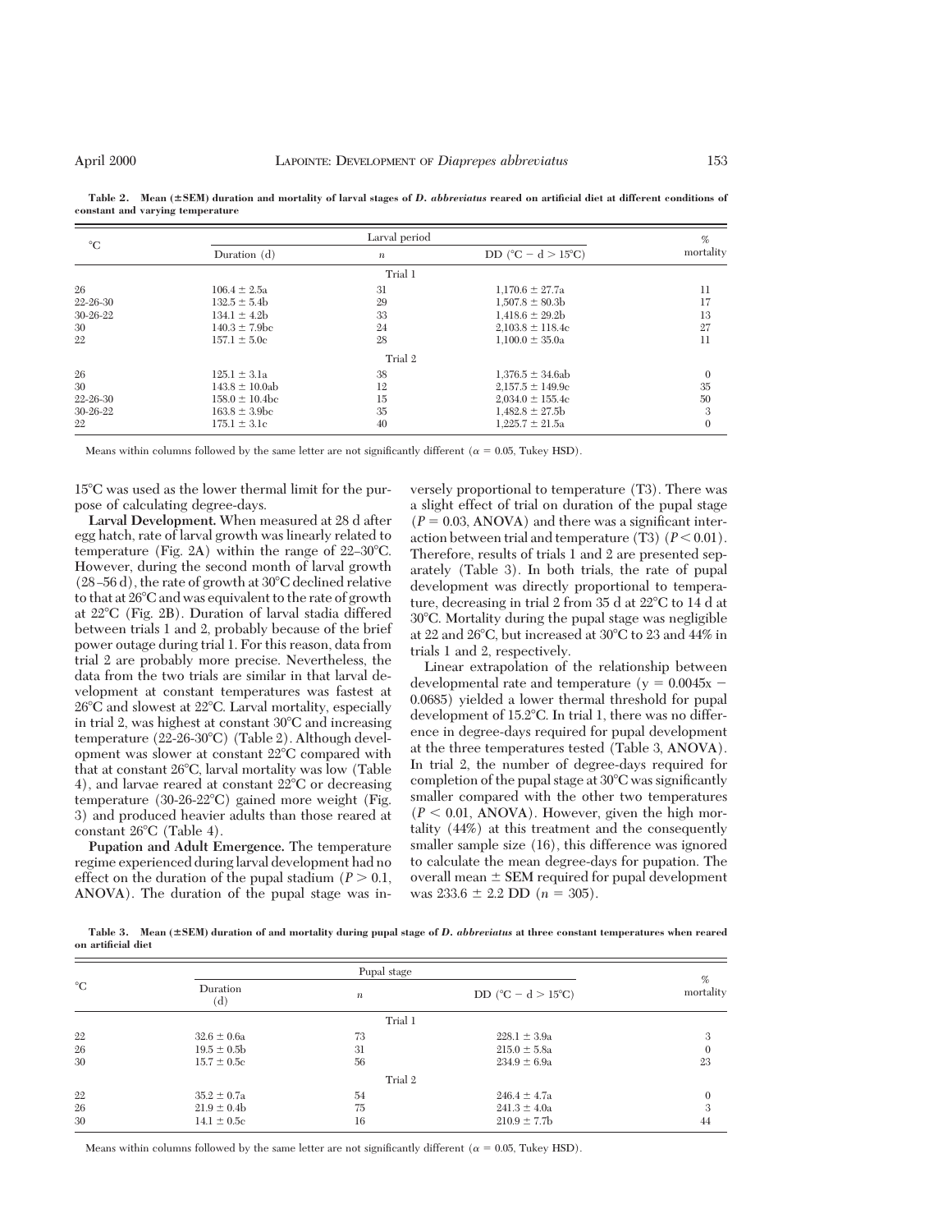**Table 2. Mean (±SEM) duration and mortality of larval stages of *D. abbreviatus* reared on artificial diet at different conditions of constant and varying temperature**

| °C | Larval period | | | % mortality |
|---|---|---|---|---|
| | Duration (d) | *n* | DD (°C − d > 15°C) | |
| | | Trial 1 | | |
| 26 | 106.4 ± 2.5a | 31 | 1,170.6 ± 27.7a | 11 |
| 22-26-30 | 132.5 ± 5.4b | 29 | 1,507.8 ± 80.3b | 17 |
| 30-26-22 | 134.1 ± 4.2b | 33 | 1,418.6 ± 29.2b | 13 |
| 30 | 140.3 ± 7.9bc | 24 | 2,103.8 ± 118.4c | 27 |
| 22 | 157.1 ± 5.0c | 28 | 1,100.0 ± 35.0a | 11 |
| | | Trial 2 | | |
| 26 | 125.1 ± 3.1a | 38 | 1,376.5 ± 34.6ab | 0 |
| 30 | 143.8 ± 10.0ab | 12 | 2,157.5 ± 149.9c | 35 |
| 22-26-30 | 158.0 ± 10.4bc | 15 | 2,034.0 ± 155.4c | 50 |
| 30-26-22 | 163.8 ± 3.9bc | 35 | 1,482.8 ± 27.5b | 3 |
| 22 | 175.1 ± 3.1c | 40 | 1,225.7 ± 21.5a | 0 |

Means within columns followed by the same letter are not significantly different ($\alpha = 0.05$, Tukey HSD).

15°C was used as the lower thermal limit for the purpose of calculating degree-days.

**Larval Development.** When measured at 28 d after egg hatch, rate of larval growth was linearly related to temperature (Fig. 2A) within the range of 22–30°C. However, during the second month of larval growth (28–56 d), the rate of growth at 30°C declined relative to that at 26°C and was equivalent to the rate of growth at 22°C (Fig. 2B). Duration of larval stadia differed between trials 1 and 2, probably because of the brief power outage during trial 1. For this reason, data from trial 2 are probably more precise. Nevertheless, the data from the two trials are similar in that larval development at constant temperatures was fastest at 26°C and slowest at 22°C. Larval mortality, especially in trial 2, was highest at constant 30°C and increasing temperature (22-26-30°C) (Table 2). Although development was slower at constant 22°C compared with that at constant 26°C, larval mortality was low (Table 4), and larvae reared at constant 22°C or decreasing temperature (30-26-22°C) gained more weight (Fig. 3) and produced heavier adults than those reared at constant 26°C (Table 4).

**Pupation and Adult Emergence.** The temperature regime experienced during larval development had no effect on the duration of the pupal stadium ($P > 0.1$, ANOVA). The duration of the pupal stage was inversely proportional to temperature (T3). There was a slight effect of trial on duration of the pupal stage ($P = 0.03$, ANOVA) and there was a significant interaction between trial and temperature (T3) ($P < 0.01$). Therefore, results of trials 1 and 2 are presented separately (Table 3). In both trials, the rate of pupal development was directly proportional to temperature, decreasing in trial 2 from 35 d at 22°C to 14 d at 30°C. Mortality during the pupal stage was negligible at 22 and 26°C, but increased at 30°C to 23 and 44% in trials 1 and 2, respectively.

Linear extrapolation of the relationship between developmental rate and temperature ($y = 0.0045x - 0.0685$) yielded a lower thermal threshold for pupal development of 15.2°C. In trial 1, there was no difference in degree-days required for pupal development at the three temperatures tested (Table 3, ANOVA). In trial 2, the number of degree-days required for completion of the pupal stage at 30°C was significantly smaller compared with the other two temperatures ($P < 0.01$, ANOVA). However, given the high mortality (44%) at this treatment and the consequently smaller sample size (16), this difference was ignored to calculate the mean degree-days for pupation. The overall mean ± SEM required for pupal development was 233.6 ± 2.2 DD ($n = 305$).

**Table 3. Mean (±SEM) duration of and mortality during pupal stage of *D. abbreviatus* at three constant temperatures when reared on artificial diet**

| °C | Pupal stage | | | % mortality |
|---|---|---|---|---|
| | Duration (d) | *n* | DD (°C − d > 15°C) | |
| | | Trial 1 | | |
| 22 | 32.6 ± 0.6a | 73 | 228.1 ± 3.9a | 3 |
| 26 | 19.5 ± 0.5b | 31 | 215.0 ± 5.8a | 0 |
| 30 | 15.7 ± 0.5c | 56 | 234.9 ± 6.9a | 23 |
| | | Trial 2 | | |
| 22 | 35.2 ± 0.7a | 54 | 246.4 ± 4.7a | 0 |
| 26 | 21.9 ± 0.4b | 75 | 241.3 ± 4.0a | 3 |
| 30 | 14.1 ± 0.5c | 16 | 210.9 ± 7.7b | 44 |

Means within columns followed by the same letter are not significantly different ($\alpha = 0.05$, Tukey HSD).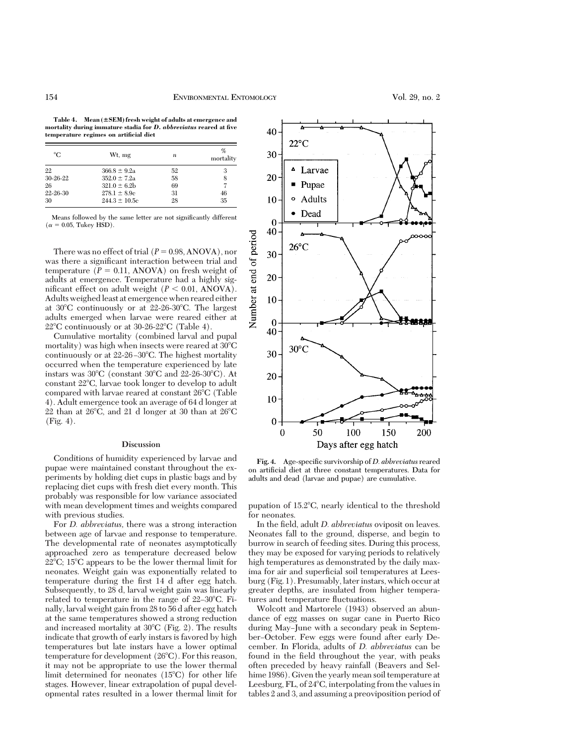**Table 4. Mean (±SEM) fresh weight of adults at emergence and mortality during immature stadia for *D. abbreviatus* reared at five temperature regimes on artificial diet**

| °C | Wt, mg | *n* | % mortality |
|---|---|---|---|
| 22 | 366.8 ± 9.2a | 52 | 3 |
| 30-26-22 | 352.0 ± 7.2a | 58 | 8 |
| 26 | 321.0 ± 6.2b | 69 | 7 |
| 22-26-30 | 278.1 ± 8.9c | 31 | 46 |
| 30 | 244.3 ± 10.5c | 28 | 35 |

Means followed by the same letter are not significantly different ($\alpha = 0.05$, Tukey HSD).

There was no effect of trial ($P = 0.98$, ANOVA), nor was there a significant interaction between trial and temperature ($P = 0.11$, ANOVA) on fresh weight of adults at emergence. Temperature had a highly significant effect on adult weight ($P < 0.01$, ANOVA). Adults weighed least at emergence when reared either at 30°C continuously or at 22-26-30°C. The largest adults emerged when larvae were reared either at 22°C continuously or at 30-26-22°C (Table 4).

Cumulative mortality (combined larval and pupal mortality) was high when insects were reared at 30°C continuously or at 22-26–30°C. The highest mortality occurred when the temperature experienced by late instars was 30°C (constant 30°C and 22-26-30°C). At constant 22°C, larvae took longer to develop to adult compared with larvae reared at constant 26°C (Table 4). Adult emergence took an average of 64 d longer at 22 than at 26°C, and 21 d longer at 30 than at 26°C (Fig. 4).

## Discussion

Conditions of humidity experienced by larvae and pupae were maintained constant throughout the experiments by holding diet cups in plastic bags and by replacing diet cups with fresh diet every month. This probably was responsible for low variance associated with mean development times and weights compared with previous studies.

For *D. abbreviatus*, there was a strong interaction between age of larvae and response to temperature. The developmental rate of neonates asymptotically approached zero as temperature decreased below 22°C; 15°C appears to be the lower thermal limit for neonates. Weight gain was exponentially related to temperature during the first 14 d after egg hatch. Subsequently, to 28 d, larval weight gain was linearly related to temperature in the range of 22–30°C. Finally, larval weight gain from 28 to 56 d after egg hatch at the same temperatures showed a strong reduction and increased mortality at 30°C (Fig. 2). The results indicate that growth of early instars is favored by high temperatures but late instars have a lower optimal temperature for development (26°C). For this reason, it may not be appropriate to use the lower thermal limit determined for neonates (15°C) for other life stages. However, linear extrapolation of pupal developmental rates resulted in a lower thermal limit for pupation of 15.2°C, nearly identical to the threshold for neonates.

**Fig. 4.** Age-specific survivorship of *D. abbreviatus* reared on artificial diet at three constant temperatures. Data for adults and dead (larvae and pupae) are cumulative.

In the field, adult *D. abbreviatus* oviposit on leaves. Neonates fall to the ground, disperse, and begin to burrow in search of feeding sites. During this process, they may be exposed for varying periods to relatively high temperatures as demonstrated by the daily maxima for air and superficial soil temperatures at Leesburg (Fig. 1). Presumably, later instars, which occur at greater depths, are insulated from higher temperatures and temperature fluctuations.

Wolcott and Martorele (1943) observed an abundance of egg masses on sugar cane in Puerto Rico during May–June with a secondary peak in September–October. Few eggs were found after early December. In Florida, adults of *D. abbreviatus* can be found in the field throughout the year, with peaks often preceded by heavy rainfall (Beavers and Selhime 1986). Given the yearly mean soil temperature at Leesburg, FL, of 24°C, interpolating from the values in tables 2 and 3, and assuming a preoviposition period of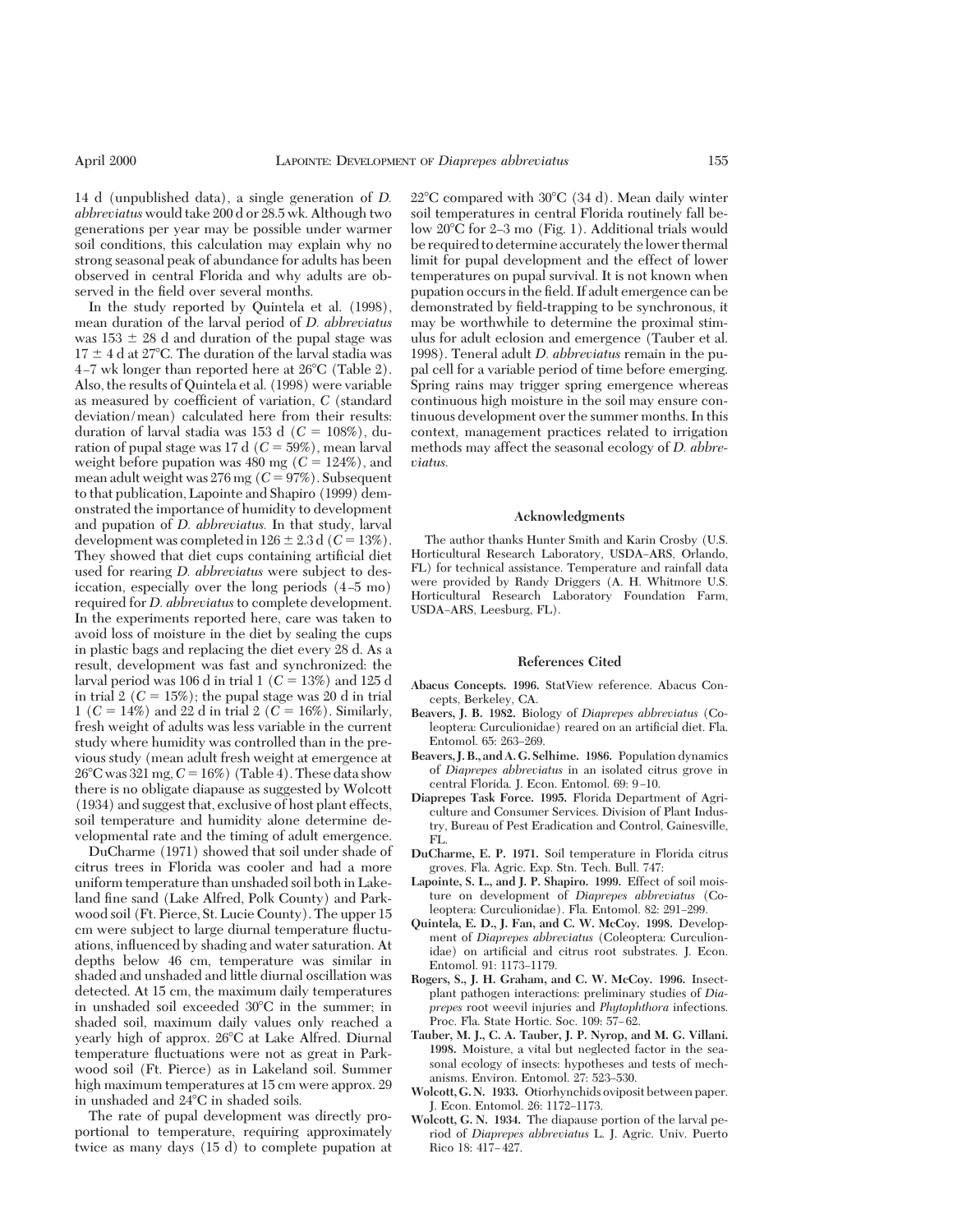14 d (unpublished data), a single generation of *D. abbreviatus* would take 200 d or 28.5 wk. Although two generations per year may be possible under warmer soil conditions, this calculation may explain why no strong seasonal peak of abundance for adults has been observed in central Florida and why adults are observed in the field over several months.

In the study reported by Quintela et al. (1998), mean duration of the larval period of *D. abbreviatus* was 153 ± 28 d and duration of the pupal stage was 17 ± 4 d at 27°C. The duration of the larval stadia was 4–7 wk longer than reported here at 26°C (Table 2). Also, the results of Quintela et al. (1998) were variable as measured by coefficient of variation, *C* (standard deviation/mean) calculated here from their results: duration of larval stadia was 153 d ($C = 108\%$), duration of pupal stage was 17 d ($C = 59\%$), mean larval weight before pupation was 480 mg ($C = 124\%$), and mean adult weight was 276 mg ($C = 97\%$). Subsequent to that publication, Lapointe and Shapiro (1999) demonstrated the importance of humidity to development and pupation of *D. abbreviatus.* In that study, larval development was completed in 126 ± 2.3 d ($C = 13\%$). They showed that diet cups containing artificial diet used for rearing *D. abbreviatus* were subject to desiccation, especially over the long periods (4–5 mo) required for *D. abbreviatus* to complete development. In the experiments reported here, care was taken to avoid loss of moisture in the diet by sealing the cups in plastic bags and replacing the diet every 28 d. As a result, development was fast and synchronized: the larval period was 106 d in trial 1 ($C = 13\%$) and 125 d in trial 2 ($C = 15\%$); the pupal stage was 20 d in trial 1 ($C = 14\%$) and 22 d in trial 2 ($C = 16\%$). Similarly, fresh weight of adults was less variable in the current study where humidity was controlled than in the previous study (mean adult fresh weight at emergence at 26°C was 321 mg, $C = 16\%$) (Table 4). These data show there is no obligate diapause as suggested by Wolcott (1934) and suggest that, exclusive of host plant effects, soil temperature and humidity alone determine developmental rate and the timing of adult emergence.

DuCharme (1971) showed that soil under shade of citrus trees in Florida was cooler and had a more uniform temperature than unshaded soil both in Lakeland fine sand (Lake Alfred, Polk County) and Parkwood soil (Ft. Pierce, St. Lucie County). The upper 15 cm were subject to large diurnal temperature fluctuations, influenced by shading and water saturation. At depths below 46 cm, temperature was similar in shaded and unshaded and little diurnal oscillation was detected. At 15 cm, the maximum daily temperatures in unshaded soil exceeded 30°C in the summer; in shaded soil, maximum daily values only reached a yearly high of approx. 26°C at Lake Alfred. Diurnal temperature fluctuations were not as great in Parkwood soil (Ft. Pierce) as in Lakeland soil. Summer high maximum temperatures at 15 cm were approx. 29 in unshaded and 24°C in shaded soils.

The rate of pupal development was directly proportional to temperature, requiring approximately twice as many days (15 d) to complete pupation at 22°C compared with 30°C (34 d). Mean daily winter soil temperatures in central Florida routinely fall below 20°C for 2–3 mo (Fig. 1). Additional trials would be required to determine accurately the lower thermal limit for pupal development and the effect of lower temperatures on pupal survival. It is not known when pupation occurs in the field. If adult emergence can be demonstrated by field-trapping to be synchronous, it may be worthwhile to determine the proximal stimulus for adult eclosion and emergence (Tauber et al. 1998). Teneral adult *D. abbreviatus* remain in the pupal cell for a variable period of time before emerging. Spring rains may trigger spring emergence whereas continuous high moisture in the soil may ensure continuous development over the summer months. In this context, management practices related to irrigation methods may affect the seasonal ecology of *D. abbreviatus.*

## Acknowledgments

The author thanks Hunter Smith and Karin Crosby (U.S. Horticultural Research Laboratory, USDA–ARS, Orlando, FL) for technical assistance. Temperature and rainfall data were provided by Randy Driggers (A. H. Whitmore U.S. Horticultural Research Laboratory Foundation Farm, USDA–ARS, Leesburg, FL).

## References Cited

**Abacus Concepts. 1996.** StatView reference. Abacus Concepts, Berkeley, CA.

**Beavers, J. B. 1982.** Biology of *Diaprepes abbreviatus* (Coleoptera: Curculionidae) reared on an artificial diet. Fla. Entomol. 65: 263–269.

**Beavers, J. B., and A. G. Selhime. 1986.** Population dynamics of *Diaprepes abbreviatus* in an isolated citrus grove in central Florida. J. Econ. Entomol. 69: 9–10.

**Diaprepes Task Force. 1995.** Florida Department of Agriculture and Consumer Services. Division of Plant Industry, Bureau of Pest Eradication and Control, Gainesville, FL.

**DuCharme, E. P. 1971.** Soil temperature in Florida citrus groves. Fla. Agric. Exp. Stn. Tech. Bull. 747:

**Lapointe, S. L., and J. P. Shapiro. 1999.** Effect of soil moisture on development of *Diaprepes abbreviatus* (Coleoptera: Curculionidae). Fla. Entomol. 82: 291–299.

**Quintela, E. D., J. Fan, and C. W. McCoy. 1998.** Development of *Diaprepes abbreviatus* (Coleoptera: Curculionidae) on artificial and citrus root substrates. J. Econ. Entomol. 91: 1173–1179.

**Rogers, S., J. H. Graham, and C. W. McCoy. 1996.** Insect-plant pathogen interactions: preliminary studies of *Diaprepes* root weevil injuries and *Phytophthora* infections. Proc. Fla. State Hortic. Soc. 109: 57–62.

**Tauber, M. J., C. A. Tauber, J. P. Nyrop, and M. G. Villani. 1998.** Moisture, a vital but neglected factor in the seasonal ecology of insects: hypotheses and tests of mechanisms. Environ. Entomol. 27: 523–530.

**Wolcott, G. N. 1933.** Otiorhynchids oviposit between paper. J. Econ. Entomol. 26: 1172–1173.

**Wolcott, G. N. 1934.** The diapause portion of the larval period of *Diaprepes abbreviatus* L. J. Agric. Univ. Puerto Rico 18: 417–427.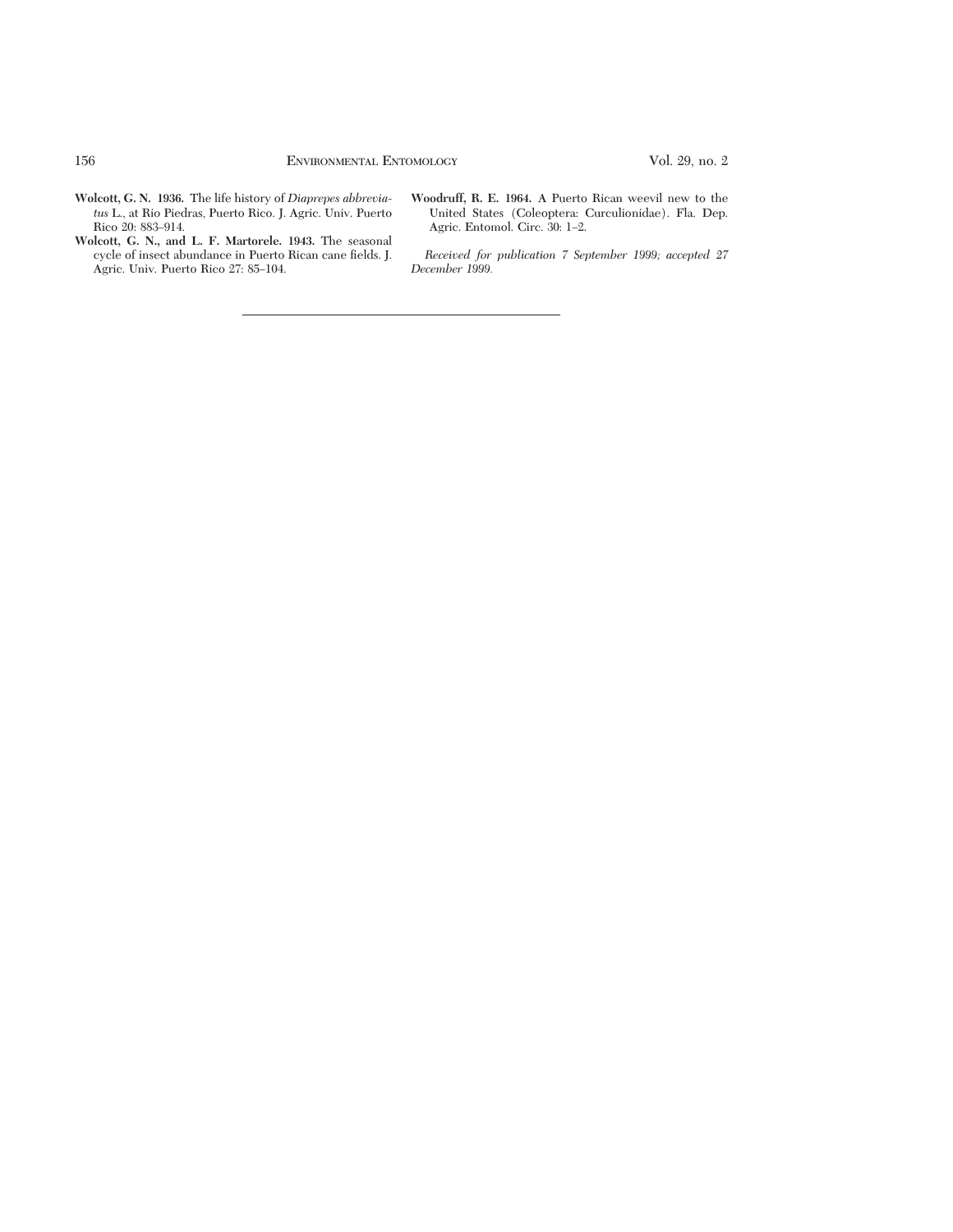**Wolcott, G. N. 1936.** The life history of *Diaprepes abbreviatus* L., at Rio Piedras, Puerto Rico. J. Agric. Univ. Puerto Rico 20: 883–914.

**Wolcott, G. N., and L. F. Martorele. 1943.** The seasonal cycle of insect abundance in Puerto Rican cane fields. J. Agric. Univ. Puerto Rico 27: 85–104.

**Woodruff, R. E. 1964.** A Puerto Rican weevil new to the United States (Coleoptera: Curculionidae). Fla. Dep. Agric. Entomol. Circ. 30: 1–2.

*Received for publication 7 September 1999; accepted 27 December 1999.*